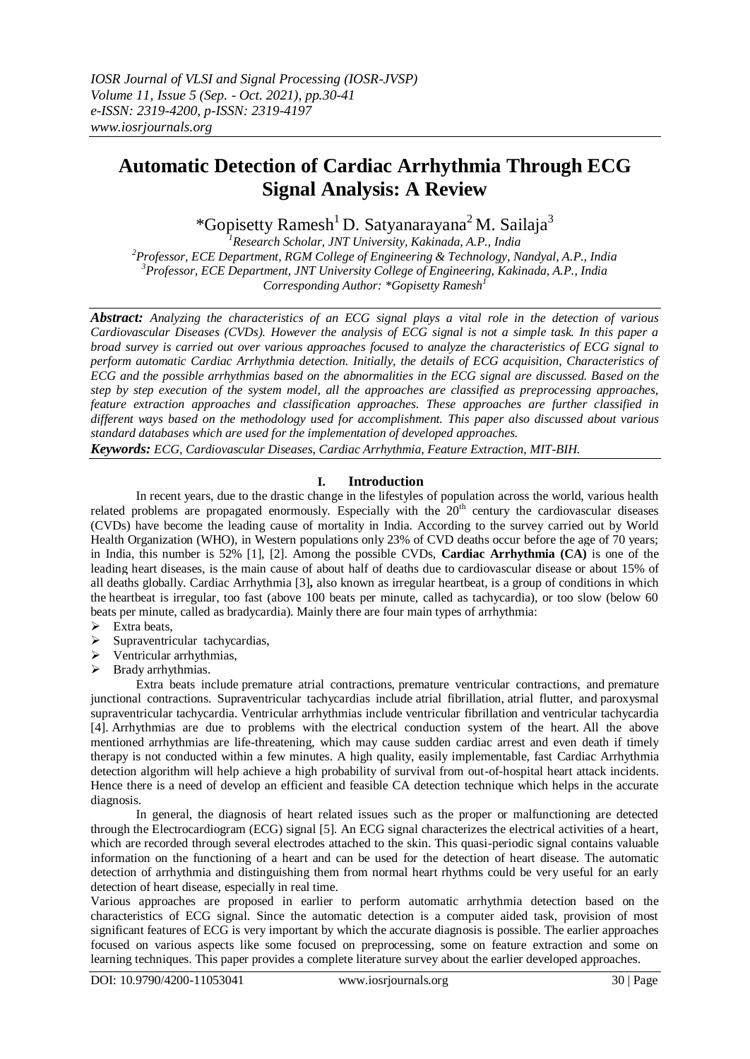# Automatic Detection of Cardiac Arrhythmia Through ECG Signal Analysis: A Review

*Gopisetty Ramesh[1] D. Satyanarayana[2] M. Sailaja[3]

[1]*Research Scholar, JNT University, Kakinada, A.P., India*
[2]*Professor, ECE Department, RGM College of Engineering & Technology, Nandyal, A.P., India*
[3]*Professor, ECE Department, JNT University College of Engineering, Kakinada, A.P., India*
*Corresponding Author: *Gopisetty Ramesh[1]*

***Abstract:*** *Analyzing the characteristics of an ECG signal plays a vital role in the detection of various Cardiovascular Diseases (CVDs). However the analysis of ECG signal is not a simple task. In this paper a broad survey is carried out over various approaches focused to analyze the characteristics of ECG signal to perform automatic Cardiac Arrhythmia detection. Initially, the details of ECG acquisition, Characteristics of ECG and the possible arrhythmias based on the abnormalities in the ECG signal are discussed. Based on the step by step execution of the system model, all the approaches are classified as preprocessing approaches, feature extraction approaches and classification approaches. These approaches are further classified in different ways based on the methodology used for accomplishment. This paper also discussed about various standard databases which are used for the implementation of developed approaches.*

***Keywords:*** *ECG, Cardiovascular Diseases, Cardiac Arrhythmia, Feature Extraction, MIT-BIH.*

## I. Introduction

In recent years, due to the drastic change in the lifestyles of population across the world, various health related problems are propagated enormously. Especially with the $20^{th}$ century the cardiovascular diseases (CVDs) have become the leading cause of mortality in India. According to the survey carried out by World Health Organization (WHO), in Western populations only 23% of CVD deaths occur before the age of 70 years; in India, this number is 52% [1], [2]. Among the possible CVDs, **Cardiac Arrhythmia (CA)** is one of the leading heart diseases, is the main cause of about half of deaths due to cardiovascular disease or about 15% of all deaths globally. Cardiac Arrhythmia [3]**,** also known as irregular heartbeat, is a group of conditions in which the heartbeat is irregular, too fast (above 100 beats per minute, called as tachycardia), or too slow (below 60 beats per minute, called as bradycardia). Mainly there are four main types of arrhythmia:

- Extra beats,
- Supraventricular tachycardias,
- Ventricular arrhythmias,
- Brady arrhythmias.

Extra beats include premature atrial contractions, premature ventricular contractions, and premature junctional contractions. Supraventricular tachycardias include atrial fibrillation, atrial flutter, and paroxysmal supraventricular tachycardia. Ventricular arrhythmias include ventricular fibrillation and ventricular tachycardia [4]. Arrhythmias are due to problems with the electrical conduction system of the heart. All the above mentioned arrhythmias are life-threatening, which may cause sudden cardiac arrest and even death if timely therapy is not conducted within a few minutes. A high quality, easily implementable, fast Cardiac Arrhythmia detection algorithm will help achieve a high probability of survival from out-of-hospital heart attack incidents. Hence there is a need of develop an efficient and feasible CA detection technique which helps in the accurate diagnosis.

In general, the diagnosis of heart related issues such as the proper or malfunctioning are detected through the Electrocardiogram (ECG) signal [5]. An ECG signal characterizes the electrical activities of a heart, which are recorded through several electrodes attached to the skin. This quasi-periodic signal contains valuable information on the functioning of a heart and can be used for the detection of heart disease. The automatic detection of arrhythmia and distinguishing them from normal heart rhythms could be very useful for an early detection of heart disease, especially in real time.

Various approaches are proposed in earlier to perform automatic arrhythmia detection based on the characteristics of ECG signal. Since the automatic detection is a computer aided task, provision of most significant features of ECG is very important by which the accurate diagnosis is possible. The earlier approaches focused on various aspects like some focused on preprocessing, some on feature extraction and some on learning techniques. This paper provides a complete literature survey about the earlier developed approaches.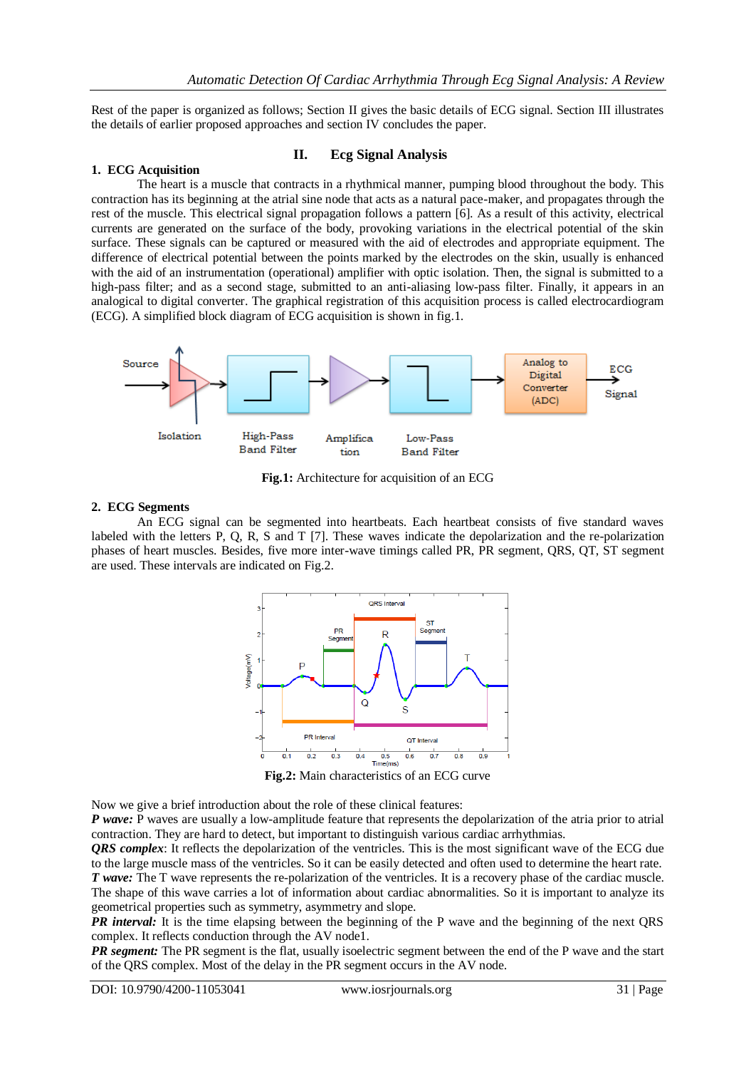Rest of the paper is organized as follows; Section II gives the basic details of ECG signal. Section III illustrates the details of earlier proposed approaches and section IV concludes the paper.

## II. Ecg Signal Analysis

### 1. ECG Acquisition

The heart is a muscle that contracts in a rhythmical manner, pumping blood throughout the body. This contraction has its beginning at the atrial sine node that acts as a natural pace-maker, and propagates through the rest of the muscle. This electrical signal propagation follows a pattern [6]. As a result of this activity, electrical currents are generated on the surface of the body, provoking variations in the electrical potential of the skin surface. These signals can be captured or measured with the aid of electrodes and appropriate equipment. The difference of electrical potential between the points marked by the electrodes on the skin, usually is enhanced with the aid of an instrumentation (operational) amplifier with optic isolation. Then, the signal is submitted to a high-pass filter; and as a second stage, submitted to an anti-aliasing low-pass filter. Finally, it appears in an analogical to digital converter. The graphical registration of this acquisition process is called electrocardiogram (ECG). A simplified block diagram of ECG acquisition is shown in fig.1.

**Fig.1:** Architecture for acquisition of an ECG

### 2. ECG Segments

An ECG signal can be segmented into heartbeats. Each heartbeat consists of five standard waves labeled with the letters P, Q, R, S and T [7]. These waves indicate the depolarization and the re-polarization phases of heart muscles. Besides, five more inter-wave timings called PR, PR segment, QRS, QT, ST segment are used. These intervals are indicated on Fig.2.

**Fig.2:** Main characteristics of an ECG curve

Now we give a brief introduction about the role of these clinical features:

***P wave:*** P waves are usually a low-amplitude feature that represents the depolarization of the atria prior to atrial contraction. They are hard to detect, but important to distinguish various cardiac arrhythmias.

***QRS complex***: It reflects the depolarization of the ventricles. This is the most significant wave of the ECG due to the large muscle mass of the ventricles. So it can be easily detected and often used to determine the heart rate.

***T wave:*** The T wave represents the re-polarization of the ventricles. It is a recovery phase of the cardiac muscle. The shape of this wave carries a lot of information about cardiac abnormalities. So it is important to analyze its geometrical properties such as symmetry, asymmetry and slope.

***PR interval:*** It is the time elapsing between the beginning of the P wave and the beginning of the next QRS complex. It reflects conduction through the AV node1.

***PR segment:*** The PR segment is the flat, usually isoelectric segment between the end of the P wave and the start of the QRS complex. Most of the delay in the PR segment occurs in the AV node.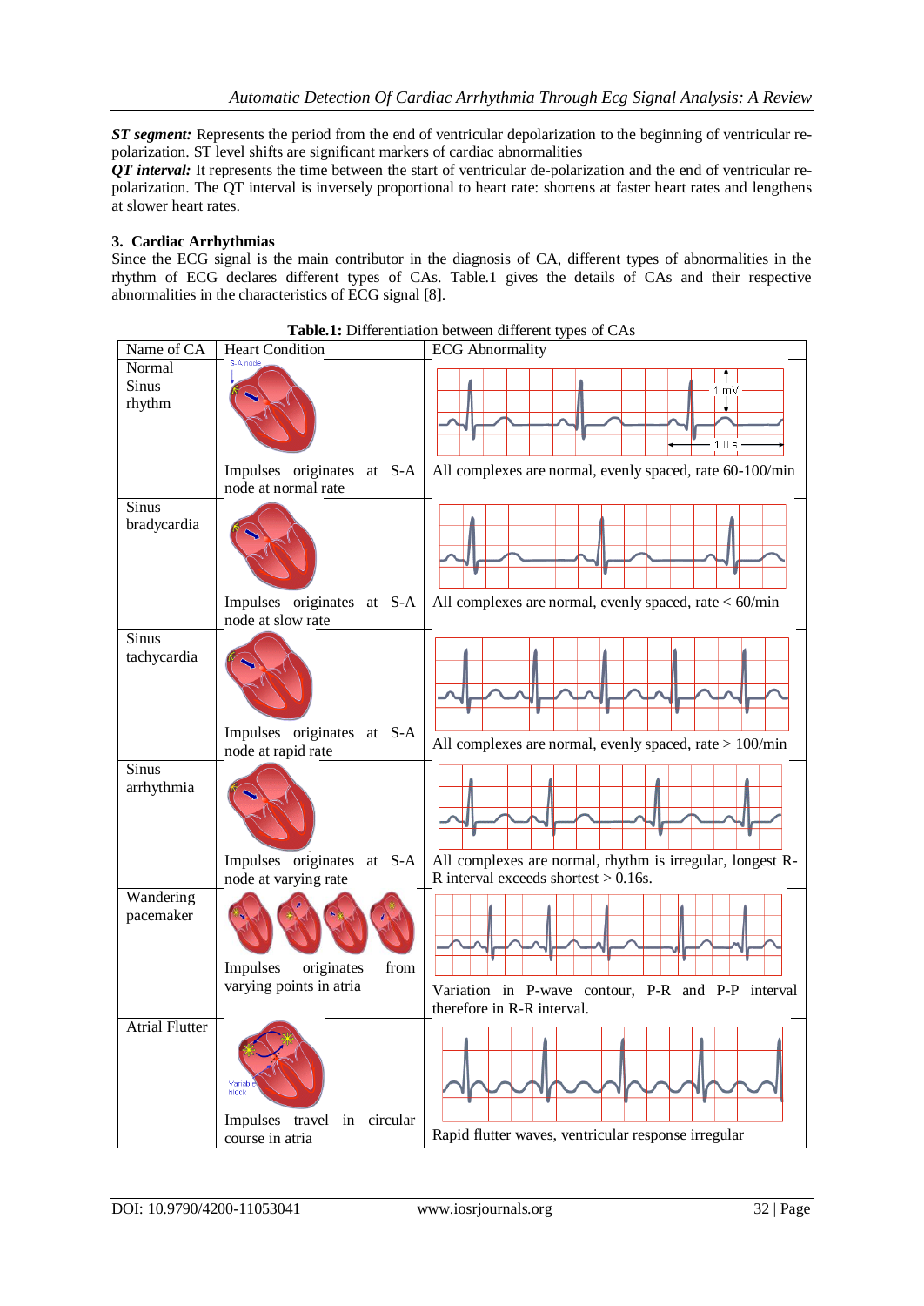***ST segment:*** Represents the period from the end of ventricular depolarization to the beginning of ventricular re-polarization. ST level shifts are significant markers of cardiac abnormalities

***QT interval:*** It represents the time between the start of ventricular de-polarization and the end of ventricular re-polarization. The QT interval is inversely proportional to heart rate: shortens at faster heart rates and lengthens at slower heart rates.

### 3. Cardiac Arrhythmias

Since the ECG signal is the main contributor in the diagnosis of CA, different types of abnormalities in the rhythm of ECG declares different types of CAs. Table.1 gives the details of CAs and their respective abnormalities in the characteristics of ECG signal [8].

**Table.1:** Differentiation between different types of CAs

| Name of CA | Heart Condition | ECG Abnormality |
| --- | --- | --- |
| Normal Sinus rhythm | Impulses originates at S-A node at normal rate | All complexes are normal, evenly spaced, rate 60-100/min |
| Sinus bradycardia | Impulses originates at S-A node at slow rate | All complexes are normal, evenly spaced, rate < 60/min |
| Sinus tachycardia | Impulses originates at S-A node at rapid rate | All complexes are normal, evenly spaced, rate > 100/min |
| Sinus arrhythmia | Impulses originates at S-A node at varying rate | All complexes are normal, rhythm is irregular, longest R-R interval exceeds shortest > 0.16s. |
| Wandering pacemaker | Impulses originates from varying points in atria | Variation in P-wave contour, P-R and P-P interval therefore in R-R interval. |
| Atrial Flutter | Impulses travel in circular course in atria | Rapid flutter waves, ventricular response irregular |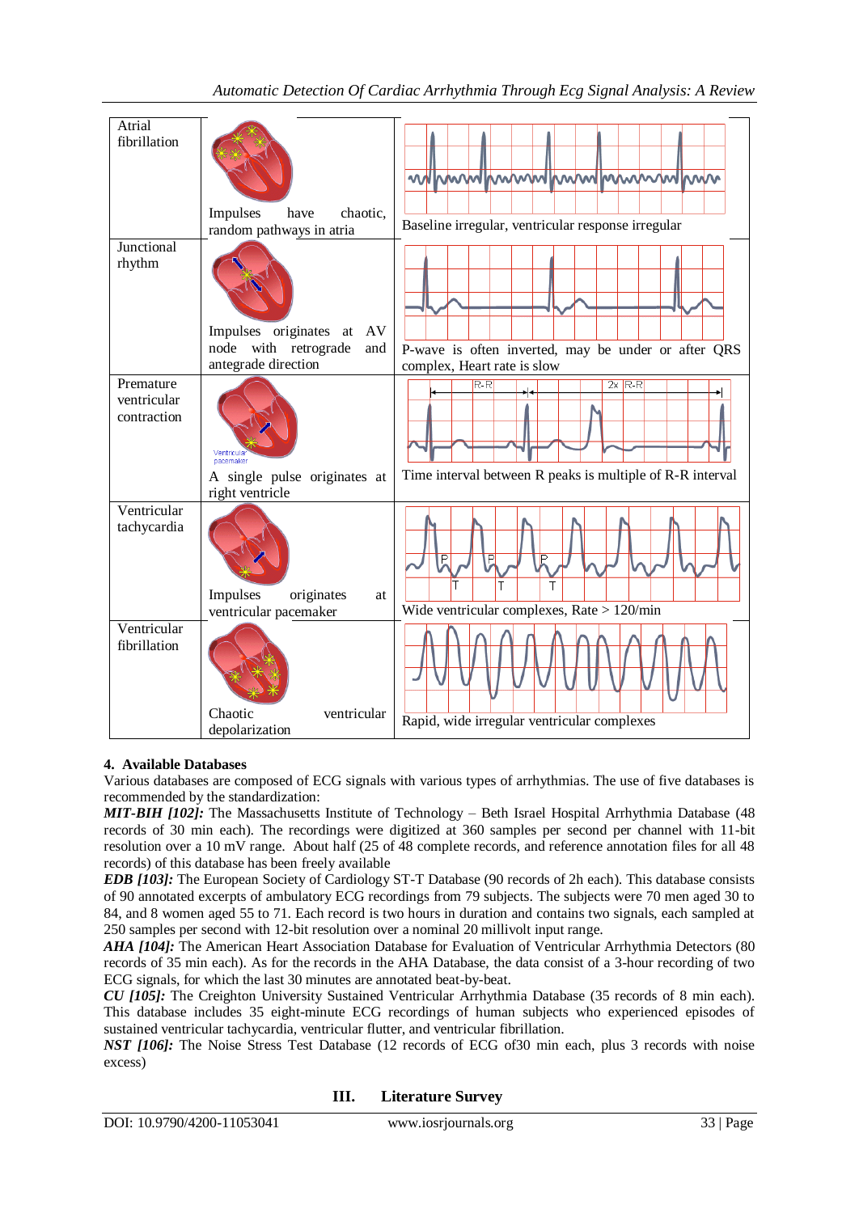| Atrial fibrillation | Impulses have chaotic, random pathways in atria | Baseline irregular, ventricular response irregular |
|---|---|---|
| Junctional rhythm | Impulses originates at AV node with retrograde and antegrade direction | P-wave is often inverted, may be under or after QRS complex, Heart rate is slow |
| Premature ventricular contraction | Ventricular pacemaker<br>A single pulse originates at right ventricle | Time interval between R peaks is multiple of R-R interval |
| Ventricular tachycardia | Impulses originates at ventricular pacemaker | Wide ventricular complexes, Rate > 120/min |
| Ventricular fibrillation | Chaotic ventricular depolarization | Rapid, wide irregular ventricular complexes |

### 4. Available Databases

Various databases are composed of ECG signals with various types of arrhythmias. The use of five databases is recommended by the standardization:

***MIT-BIH [102]:*** The Massachusetts Institute of Technology – Beth Israel Hospital Arrhythmia Database (48 records of 30 min each). The recordings were digitized at 360 samples per second per channel with 11-bit resolution over a 10 mV range. About half (25 of 48 complete records, and reference annotation files for all 48 records) of this database has been freely available

***EDB [103]:*** The European Society of Cardiology ST-T Database (90 records of 2h each). This database consists of 90 annotated excerpts of ambulatory ECG recordings from 79 subjects. The subjects were 70 men aged 30 to 84, and 8 women aged 55 to 71. Each record is two hours in duration and contains two signals, each sampled at 250 samples per second with 12-bit resolution over a nominal 20 millivolt input range.

***AHA [104]:*** The American Heart Association Database for Evaluation of Ventricular Arrhythmia Detectors (80 records of 35 min each). As for the records in the AHA Database, the data consist of a 3-hour recording of two ECG signals, for which the last 30 minutes are annotated beat-by-beat.

***CU [105]:*** The Creighton University Sustained Ventricular Arrhythmia Database (35 records of 8 min each). This database includes 35 eight-minute ECG recordings of human subjects who experienced episodes of sustained ventricular tachycardia, ventricular flutter, and ventricular fibrillation.

***NST [106]:*** The Noise Stress Test Database (12 records of ECG of30 min each, plus 3 records with noise excess)

## III. Literature Survey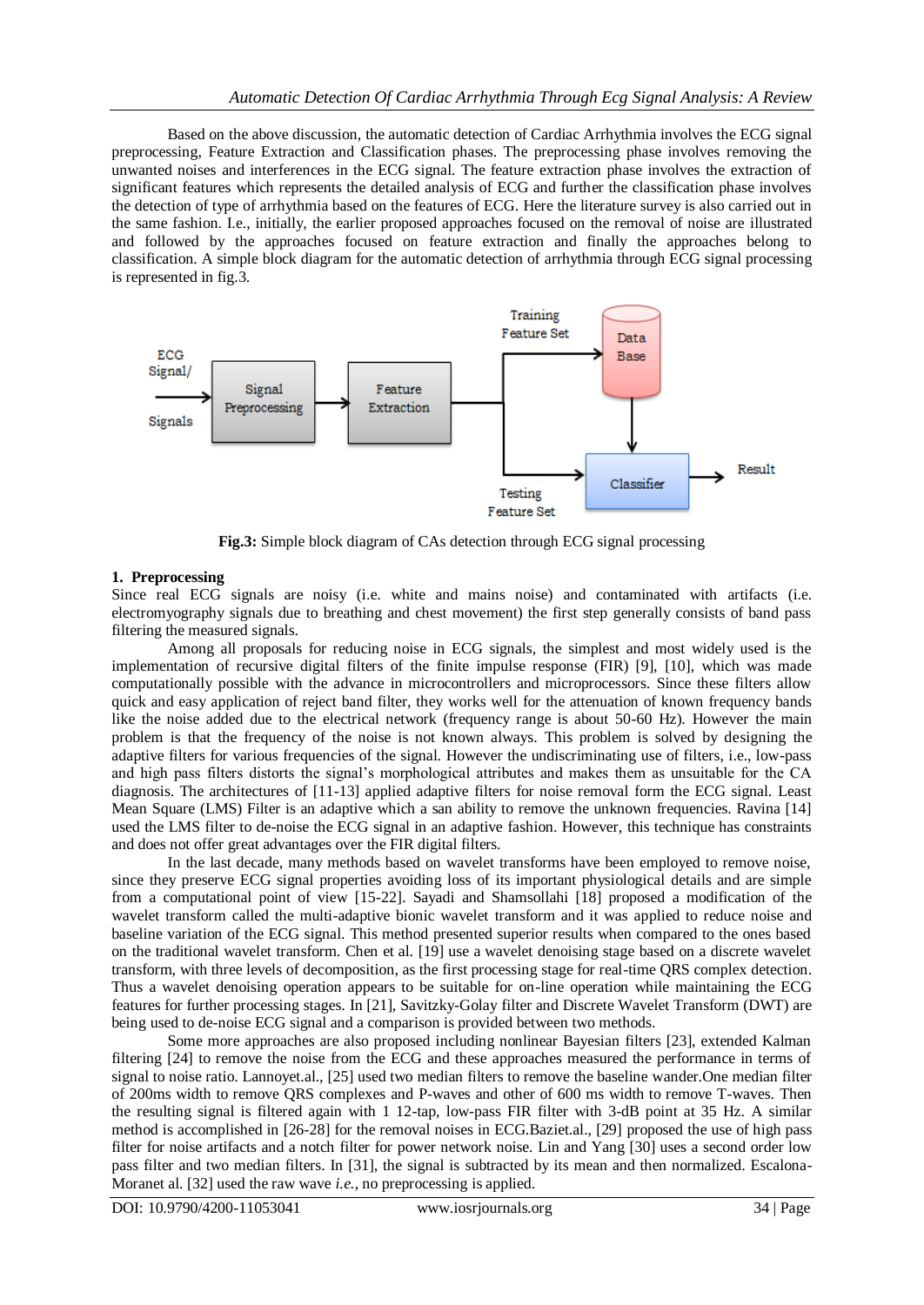Based on the above discussion, the automatic detection of Cardiac Arrhythmia involves the ECG signal preprocessing, Feature Extraction and Classification phases. The preprocessing phase involves removing the unwanted noises and interferences in the ECG signal. The feature extraction phase involves the extraction of significant features which represents the detailed analysis of ECG and further the classification phase involves the detection of type of arrhythmia based on the features of ECG. Here the literature survey is also carried out in the same fashion. I.e., initially, the earlier proposed approaches focused on the removal of noise are illustrated and followed by the approaches focused on feature extraction and finally the approaches belong to classification. A simple block diagram for the automatic detection of arrhythmia through ECG signal processing is represented in fig.3.

**Fig.3:** Simple block diagram of CAs detection through ECG signal processing

## 1. Preprocessing

Since real ECG signals are noisy (i.e. white and mains noise) and contaminated with artifacts (i.e. electromyography signals due to breathing and chest movement) the first step generally consists of band pass filtering the measured signals.

Among all proposals for reducing noise in ECG signals, the simplest and most widely used is the implementation of recursive digital filters of the finite impulse response (FIR) [9], [10], which was made computationally possible with the advance in microcontrollers and microprocessors. Since these filters allow quick and easy application of reject band filter, they works well for the attenuation of known frequency bands like the noise added due to the electrical network (frequency range is about 50-60 Hz). However the main problem is that the frequency of the noise is not known always. This problem is solved by designing the adaptive filters for various frequencies of the signal. However the undiscriminating use of filters, i.e., low-pass and high pass filters distorts the signal's morphological attributes and makes them as unsuitable for the CA diagnosis. The architectures of [11-13] applied adaptive filters for noise removal form the ECG signal. Least Mean Square (LMS) Filter is an adaptive which a san ability to remove the unknown frequencies. Ravina [14] used the LMS filter to de-noise the ECG signal in an adaptive fashion. However, this technique has constraints and does not offer great advantages over the FIR digital filters.

In the last decade, many methods based on wavelet transforms have been employed to remove noise, since they preserve ECG signal properties avoiding loss of its important physiological details and are simple from a computational point of view [15-22]. Sayadi and Shamsollahi [18] proposed a modification of the wavelet transform called the multi-adaptive bionic wavelet transform and it was applied to reduce noise and baseline variation of the ECG signal. This method presented superior results when compared to the ones based on the traditional wavelet transform. Chen et al. [19] use a wavelet denoising stage based on a discrete wavelet transform, with three levels of decomposition, as the first processing stage for real-time QRS complex detection. Thus a wavelet denoising operation appears to be suitable for on-line operation while maintaining the ECG features for further processing stages. In [21], Savitzky-Golay filter and Discrete Wavelet Transform (DWT) are being used to de-noise ECG signal and a comparison is provided between two methods.

Some more approaches are also proposed including nonlinear Bayesian filters [23], extended Kalman filtering [24] to remove the noise from the ECG and these approaches measured the performance in terms of signal to noise ratio. Lannoyet.al., [25] used two median filters to remove the baseline wander.One median filter of 200ms width to remove QRS complexes and P-waves and other of 600 ms width to remove T-waves. Then the resulting signal is filtered again with 1 12-tap, low-pass FIR filter with 3-dB point at 35 Hz. A similar method is accomplished in [26-28] for the removal noises in ECG.Baziet.al., [29] proposed the use of high pass filter for noise artifacts and a notch filter for power network noise. Lin and Yang [30] uses a second order low pass filter and two median filters. In [31], the signal is subtracted by its mean and then normalized. Escalona-Moranet al. [32] used the raw wave *i.e.*, no preprocessing is applied.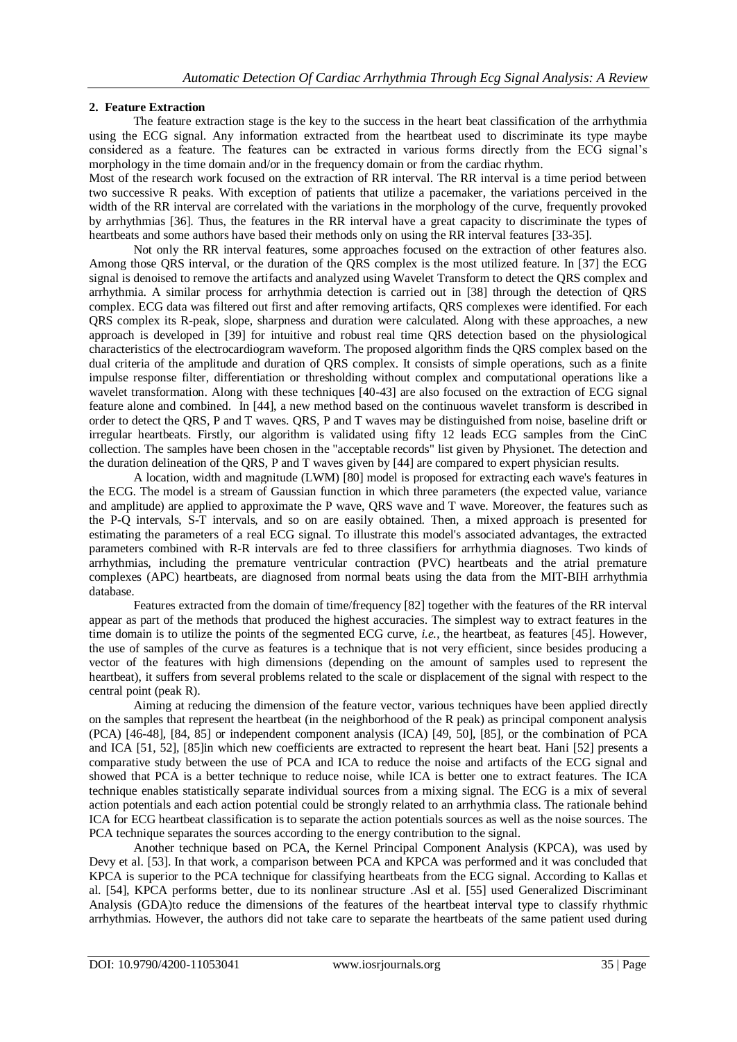## 2. Feature Extraction

The feature extraction stage is the key to the success in the heart beat classification of the arrhythmia using the ECG signal. Any information extracted from the heartbeat used to discriminate its type maybe considered as a feature. The features can be extracted in various forms directly from the ECG signal's morphology in the time domain and/or in the frequency domain or from the cardiac rhythm.

Most of the research work focused on the extraction of RR interval. The RR interval is a time period between two successive R peaks. With exception of patients that utilize a pacemaker, the variations perceived in the width of the RR interval are correlated with the variations in the morphology of the curve, frequently provoked by arrhythmias [36]. Thus, the features in the RR interval have a great capacity to discriminate the types of heartbeats and some authors have based their methods only on using the RR interval features [33-35].

Not only the RR interval features, some approaches focused on the extraction of other features also. Among those QRS interval, or the duration of the QRS complex is the most utilized feature. In [37] the ECG signal is denoised to remove the artifacts and analyzed using Wavelet Transform to detect the QRS complex and arrhythmia. A similar process for arrhythmia detection is carried out in [38] through the detection of QRS complex. ECG data was filtered out first and after removing artifacts, QRS complexes were identified. For each QRS complex its R-peak, slope, sharpness and duration were calculated. Along with these approaches, a new approach is developed in [39] for intuitive and robust real time QRS detection based on the physiological characteristics of the electrocardiogram waveform. The proposed algorithm finds the QRS complex based on the dual criteria of the amplitude and duration of QRS complex. It consists of simple operations, such as a finite impulse response filter, differentiation or thresholding without complex and computational operations like a wavelet transformation. Along with these techniques [40-43] are also focused on the extraction of ECG signal feature alone and combined. In [44], a new method based on the continuous wavelet transform is described in order to detect the QRS, P and T waves. QRS, P and T waves may be distinguished from noise, baseline drift or irregular heartbeats. Firstly, our algorithm is validated using fifty 12 leads ECG samples from the CinC collection. The samples have been chosen in the "acceptable records" list given by Physionet. The detection and the duration delineation of the QRS, P and T waves given by [44] are compared to expert physician results.

A location, width and magnitude (LWM) [80] model is proposed for extracting each wave's features in the ECG. The model is a stream of Gaussian function in which three parameters (the expected value, variance and amplitude) are applied to approximate the P wave, QRS wave and T wave. Moreover, the features such as the P-Q intervals, S-T intervals, and so on are easily obtained. Then, a mixed approach is presented for estimating the parameters of a real ECG signal. To illustrate this model's associated advantages, the extracted parameters combined with R-R intervals are fed to three classifiers for arrhythmia diagnoses. Two kinds of arrhythmias, including the premature ventricular contraction (PVC) heartbeats and the atrial premature complexes (APC) heartbeats, are diagnosed from normal beats using the data from the MIT-BIH arrhythmia database.

Features extracted from the domain of time/frequency [82] together with the features of the RR interval appear as part of the methods that produced the highest accuracies. The simplest way to extract features in the time domain is to utilize the points of the segmented ECG curve, *i.e.*, the heartbeat, as features [45]. However, the use of samples of the curve as features is a technique that is not very efficient, since besides producing a vector of the features with high dimensions (depending on the amount of samples used to represent the heartbeat), it suffers from several problems related to the scale or displacement of the signal with respect to the central point (peak R).

Aiming at reducing the dimension of the feature vector, various techniques have been applied directly on the samples that represent the heartbeat (in the neighborhood of the R peak) as principal component analysis (PCA) [46-48], [84, 85] or independent component analysis (ICA) [49, 50], [85], or the combination of PCA and ICA [51, 52], [85]in which new coefficients are extracted to represent the heart beat. Hani [52] presents a comparative study between the use of PCA and ICA to reduce the noise and artifacts of the ECG signal and showed that PCA is a better technique to reduce noise, while ICA is better one to extract features. The ICA technique enables statistically separate individual sources from a mixing signal. The ECG is a mix of several action potentials and each action potential could be strongly related to an arrhythmia class. The rationale behind ICA for ECG heartbeat classification is to separate the action potentials sources as well as the noise sources. The PCA technique separates the sources according to the energy contribution to the signal.

Another technique based on PCA, the Kernel Principal Component Analysis (KPCA), was used by Devy et al. [53]. In that work, a comparison between PCA and KPCA was performed and it was concluded that KPCA is superior to the PCA technique for classifying heartbeats from the ECG signal. According to Kallas et al. [54], KPCA performs better, due to its nonlinear structure .Asl et al. [55] used Generalized Discriminant Analysis (GDA)to reduce the dimensions of the features of the heartbeat interval type to classify rhythmic arrhythmias. However, the authors did not take care to separate the heartbeats of the same patient used during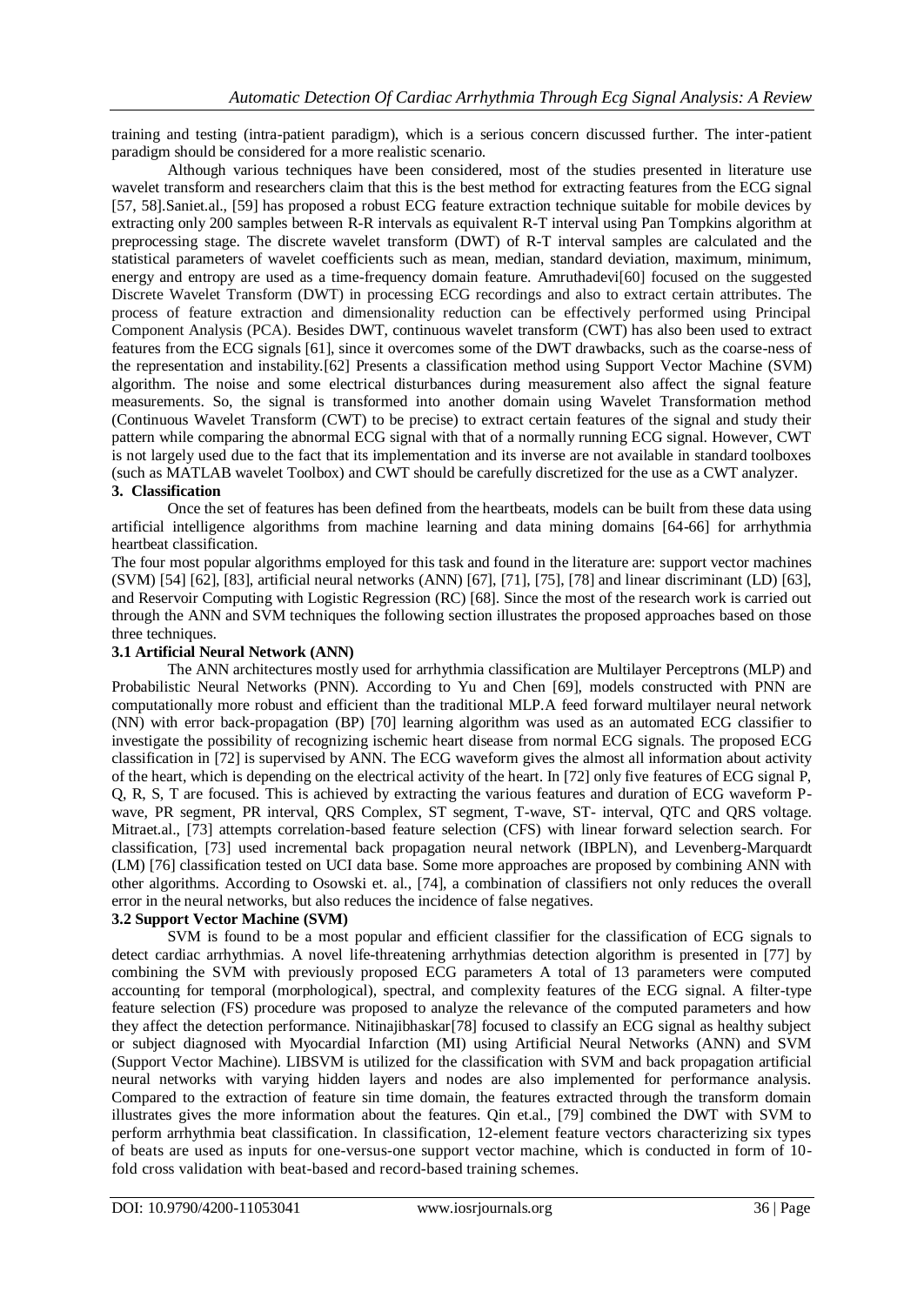training and testing (intra-patient paradigm), which is a serious concern discussed further. The inter-patient paradigm should be considered for a more realistic scenario.

Although various techniques have been considered, most of the studies presented in literature use wavelet transform and researchers claim that this is the best method for extracting features from the ECG signal [57, 58].Saniet.al., [59] has proposed a robust ECG feature extraction technique suitable for mobile devices by extracting only 200 samples between R-R intervals as equivalent R-T interval using Pan Tompkins algorithm at preprocessing stage. The discrete wavelet transform (DWT) of R-T interval samples are calculated and the statistical parameters of wavelet coefficients such as mean, median, standard deviation, maximum, minimum, energy and entropy are used as a time-frequency domain feature. Amruthadevi[60] focused on the suggested Discrete Wavelet Transform (DWT) in processing ECG recordings and also to extract certain attributes. The process of feature extraction and dimensionality reduction can be effectively performed using Principal Component Analysis (PCA). Besides DWT, continuous wavelet transform (CWT) has also been used to extract features from the ECG signals [61], since it overcomes some of the DWT drawbacks, such as the coarse-ness of the representation and instability.[62] Presents a classification method using Support Vector Machine (SVM) algorithm. The noise and some electrical disturbances during measurement also affect the signal feature measurements. So, the signal is transformed into another domain using Wavelet Transformation method (Continuous Wavelet Transform (CWT) to be precise) to extract certain features of the signal and study their pattern while comparing the abnormal ECG signal with that of a normally running ECG signal. However, CWT is not largely used due to the fact that its implementation and its inverse are not available in standard toolboxes (such as MATLAB wavelet Toolbox) and CWT should be carefully discretized for the use as a CWT analyzer.

## 3. Classification

Once the set of features has been defined from the heartbeats, models can be built from these data using artificial intelligence algorithms from machine learning and data mining domains [64-66] for arrhythmia heartbeat classification.

The four most popular algorithms employed for this task and found in the literature are: support vector machines (SVM) [54] [62], [83], artificial neural networks (ANN) [67], [71], [75], [78] and linear discriminant (LD) [63], and Reservoir Computing with Logistic Regression (RC) [68]. Since the most of the research work is carried out through the ANN and SVM techniques the following section illustrates the proposed approaches based on those three techniques.

### 3.1 Artificial Neural Network (ANN)

The ANN architectures mostly used for arrhythmia classification are Multilayer Perceptrons (MLP) and Probabilistic Neural Networks (PNN). According to Yu and Chen [69], models constructed with PNN are computationally more robust and efficient than the traditional MLP.A feed forward multilayer neural network (NN) with error back-propagation (BP) [70] learning algorithm was used as an automated ECG classifier to investigate the possibility of recognizing ischemic heart disease from normal ECG signals. The proposed ECG classification in [72] is supervised by ANN. The ECG waveform gives the almost all information about activity of the heart, which is depending on the electrical activity of the heart. In [72] only five features of ECG signal P, Q, R, S, T are focused. This is achieved by extracting the various features and duration of ECG waveform P-wave, PR segment, PR interval, QRS Complex, ST segment, T-wave, ST- interval, QTC and QRS voltage. Mitraet.al., [73] attempts correlation-based feature selection (CFS) with linear forward selection search. For classification, [73] used incremental back propagation neural network (IBPLN), and Levenberg-Marquardt (LM) [76] classification tested on UCI data base. Some more approaches are proposed by combining ANN with other algorithms. According to Osowski et. al., [74], a combination of classifiers not only reduces the overall error in the neural networks, but also reduces the incidence of false negatives.

### 3.2 Support Vector Machine (SVM)

SVM is found to be a most popular and efficient classifier for the classification of ECG signals to detect cardiac arrhythmias. A novel life-threatening arrhythmias detection algorithm is presented in [77] by combining the SVM with previously proposed ECG parameters A total of 13 parameters were computed accounting for temporal (morphological), spectral, and complexity features of the ECG signal. A filter-type feature selection (FS) procedure was proposed to analyze the relevance of the computed parameters and how they affect the detection performance. Nitinajibhaskar[78] focused to classify an ECG signal as healthy subject or subject diagnosed with Myocardial Infarction (MI) using Artificial Neural Networks (ANN) and SVM (Support Vector Machine). LIBSVM is utilized for the classification with SVM and back propagation artificial neural networks with varying hidden layers and nodes are also implemented for performance analysis. Compared to the extraction of feature sin time domain, the features extracted through the transform domain illustrates gives the more information about the features. Qin et.al., [79] combined the DWT with SVM to perform arrhythmia beat classification. In classification, 12-element feature vectors characterizing six types of beats are used as inputs for one-versus-one support vector machine, which is conducted in form of 10-fold cross validation with beat-based and record-based training schemes.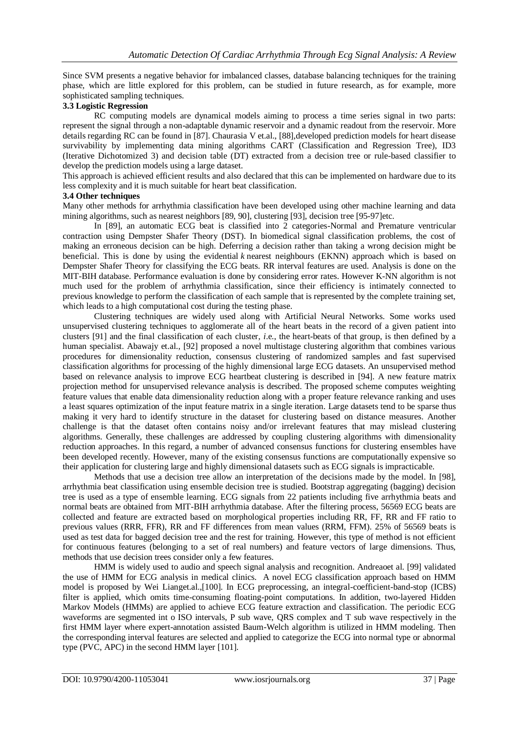Since SVM presents a negative behavior for imbalanced classes, database balancing techniques for the training phase, which are little explored for this problem, can be studied in future research, as for example, more sophisticated sampling techniques.

### 3.3 Logistic Regression

RC computing models are dynamical models aiming to process a time series signal in two parts: represent the signal through a non-adaptable dynamic reservoir and a dynamic readout from the reservoir. More details regarding RC can be found in [87]. Chaurasia V et.al., [88],developed prediction models for heart disease survivability by implementing data mining algorithms CART (Classification and Regression Tree), ID3 (Iterative Dichotomized 3) and decision table (DT) extracted from a decision tree or rule-based classifier to develop the prediction models using a large dataset.

This approach is achieved efficient results and also declared that this can be implemented on hardware due to its less complexity and it is much suitable for heart beat classification.

### 3.4 Other techniques

Many other methods for arrhythmia classification have been developed using other machine learning and data mining algorithms, such as nearest neighbors [89, 90], clustering [93], decision tree [95-97]etc.

In [89], an automatic ECG beat is classified into 2 categories-Normal and Premature ventricular contraction using Dempster Shafer Theory (DST). In biomedical signal classification problems, the cost of making an erroneous decision can be high. Deferring a decision rather than taking a wrong decision might be beneficial. This is done by using the evidential *k* nearest neighbours (EKNN) approach which is based on Dempster Shafer Theory for classifying the ECG beats. RR interval features are used. Analysis is done on the MIT-BIH database. Performance evaluation is done by considering error rates. However K-NN algorithm is not much used for the problem of arrhythmia classification, since their efficiency is intimately connected to previous knowledge to perform the classification of each sample that is represented by the complete training set, which leads to a high computational cost during the testing phase.

Clustering techniques are widely used along with Artificial Neural Networks. Some works used unsupervised clustering techniques to agglomerate all of the heart beats in the record of a given patient into clusters [91] and the final classification of each cluster, *i.e.*, the heart-beats of that group, is then defined by a human specialist. Abawajy et.al., [92] proposed a novel multistage clustering algorithm that combines various procedures for dimensionality reduction, consensus clustering of randomized samples and fast supervised classification algorithms for processing of the highly dimensional large ECG datasets. An unsupervised method based on relevance analysis to improve ECG heartbeat clustering is described in [94]. A new feature matrix projection method for unsupervised relevance analysis is described. The proposed scheme computes weighting feature values that enable data dimensionality reduction along with a proper feature relevance ranking and uses a least squares optimization of the input feature matrix in a single iteration. Large datasets tend to be sparse thus making it very hard to identify structure in the dataset for clustering based on distance measures. Another challenge is that the dataset often contains noisy and/or irrelevant features that may mislead clustering algorithms. Generally, these challenges are addressed by coupling clustering algorithms with dimensionality reduction approaches. In this regard, a number of advanced consensus functions for clustering ensembles have been developed recently. However, many of the existing consensus functions are computationally expensive so their application for clustering large and highly dimensional datasets such as ECG signals is impracticable.

Methods that use a decision tree allow an interpretation of the decisions made by the model. In [98], arrhythmia beat classification using ensemble decision tree is studied. Bootstrap aggregating (bagging) decision tree is used as a type of ensemble learning. ECG signals from 22 patients including five arrhythmia beats and normal beats are obtained from MIT-BIH arrhythmia database. After the filtering process, 56569 ECG beats are collected and feature are extracted based on morphological properties including RR, FF, RR and FF ratio to previous values (RRR, FFR), RR and FF differences from mean values (RRM, FFM). 25% of 56569 beats is used as test data for bagged decision tree and the rest for training. However, this type of method is not efficient for continuous features (belonging to a set of real numbers) and feature vectors of large dimensions. Thus, methods that use decision trees consider only a few features.

HMM is widely used to audio and speech signal analysis and recognition. Andreaoet al. [99] validated the use of HMM for ECG analysis in medical clinics. A novel ECG classification approach based on HMM model is proposed by Wei Lianget.al.,[100]. In ECG preprocessing, an integral-coefficient-band-stop (ICBS) filter is applied, which omits time-consuming floating-point computations. In addition, two-layered Hidden Markov Models (HMMs) are applied to achieve ECG feature extraction and classification. The periodic ECG waveforms are segmented int o ISO intervals, P sub wave, QRS complex and T sub wave respectively in the first HMM layer where expert-annotation assisted Baum-Welch algorithm is utilized in HMM modeling. Then the corresponding interval features are selected and applied to categorize the ECG into normal type or abnormal type (PVC, APC) in the second HMM layer [101].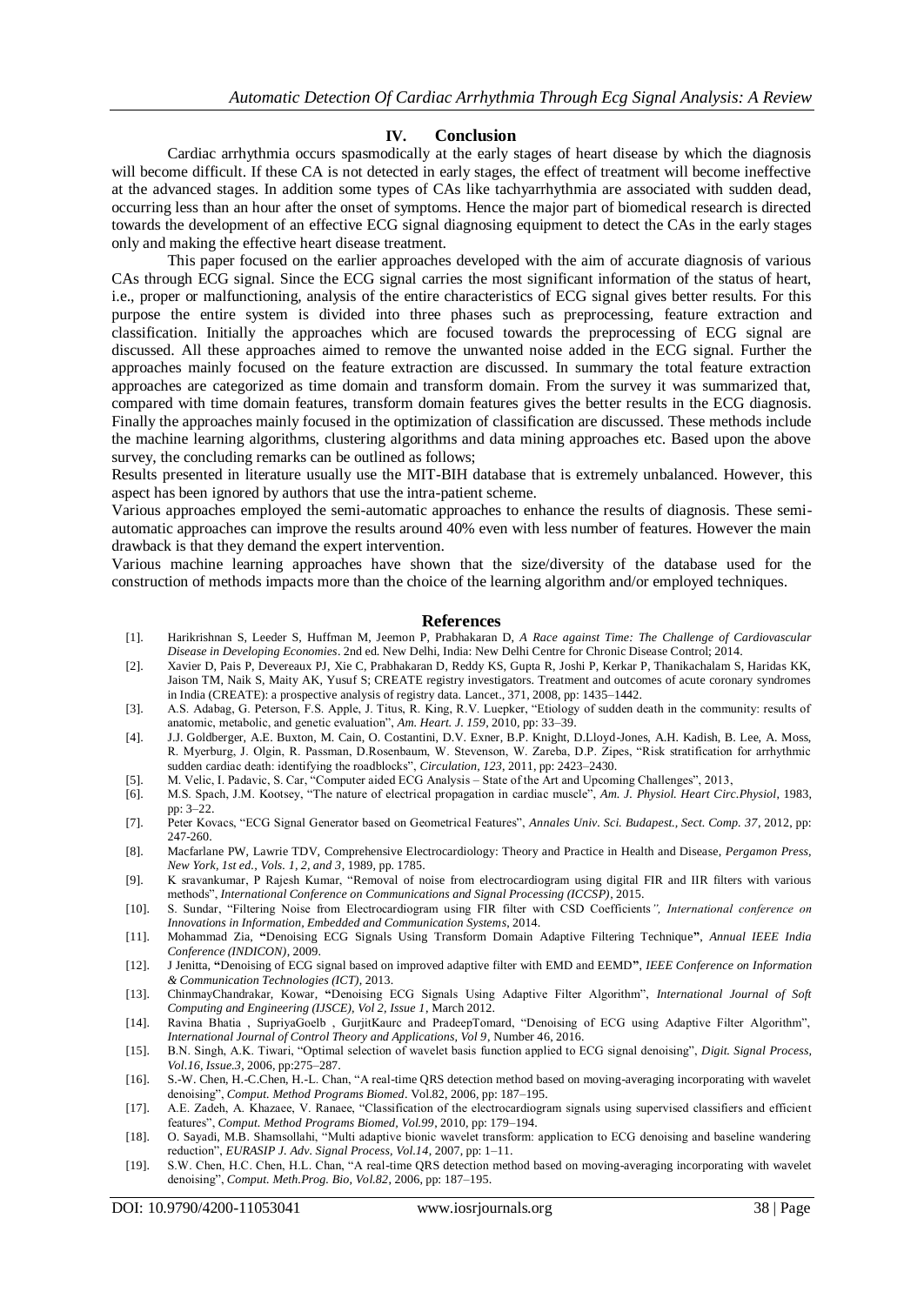## IV. Conclusion

Cardiac arrhythmia occurs spasmodically at the early stages of heart disease by which the diagnosis will become difficult. If these CA is not detected in early stages, the effect of treatment will become ineffective at the advanced stages. In addition some types of CAs like tachyarrhythmia are associated with sudden dead, occurring less than an hour after the onset of symptoms. Hence the major part of biomedical research is directed towards the development of an effective ECG signal diagnosing equipment to detect the CAs in the early stages only and making the effective heart disease treatment.

This paper focused on the earlier approaches developed with the aim of accurate diagnosis of various CAs through ECG signal. Since the ECG signal carries the most significant information of the status of heart, i.e., proper or malfunctioning, analysis of the entire characteristics of ECG signal gives better results. For this purpose the entire system is divided into three phases such as preprocessing, feature extraction and classification. Initially the approaches which are focused towards the preprocessing of ECG signal are discussed. All these approaches aimed to remove the unwanted noise added in the ECG signal. Further the approaches mainly focused on the feature extraction are discussed. In summary the total feature extraction approaches are categorized as time domain and transform domain. From the survey it was summarized that, compared with time domain features, transform domain features gives the better results in the ECG diagnosis. Finally the approaches mainly focused in the optimization of classification are discussed. These methods include the machine learning algorithms, clustering algorithms and data mining approaches etc. Based upon the above survey, the concluding remarks can be outlined as follows;

Results presented in literature usually use the MIT-BIH database that is extremely unbalanced. However, this aspect has been ignored by authors that use the intra-patient scheme.

Various approaches employed the semi-automatic approaches to enhance the results of diagnosis. These semi-automatic approaches can improve the results around 40% even with less number of features. However the main drawback is that they demand the expert intervention.

Various machine learning approaches have shown that the size/diversity of the database used for the construction of methods impacts more than the choice of the learning algorithm and/or employed techniques.

## References

[1]. Harikrishnan S, Leeder S, Huffman M, Jeemon P, Prabhakaran D, *A Race against Time: The Challenge of Cardiovascular Disease in Developing Economies*. 2nd ed. New Delhi, India: New Delhi Centre for Chronic Disease Control; 2014.

[2]. Xavier D, Pais P, Devereaux PJ, Xie C, Prabhakaran D, Reddy KS, Gupta R, Joshi P, Kerkar P, Thanikachalam S, Haridas KK, Jaison TM, Naik S, Maity AK, Yusuf S; CREATE registry investigators. Treatment and outcomes of acute coronary syndromes in India (CREATE): a prospective analysis of registry data. Lancet., 371, 2008, pp: 1435–1442.

[3]. A.S. Adabag, G. Peterson, F.S. Apple, J. Titus, R. King, R.V. Luepker, "Etiology of sudden death in the community: results of anatomic, metabolic, and genetic evaluation", *Am. Heart. J. 159*, 2010, pp: 33–39.

[4]. J.J. Goldberger, A.E. Buxton, M. Cain, O. Costantini, D.V. Exner, B.P. Knight, D.Lloyd-Jones, A.H. Kadish, B. Lee, A. Moss, R. Myerburg, J. Olgin, R. Passman, D.Rosenbaum, W. Stevenson, W. Zareba, D.P. Zipes, "Risk stratification for arrhythmic sudden cardiac death: identifying the roadblocks", *Circulation, 123*, 2011, pp: 2423–2430.

[5]. M. Velic, I. Padavic, S. Car, "Computer aided ECG Analysis – State of the Art and Upcoming Challenges", 2013,

[6]. M.S. Spach, J.M. Kootsey, "The nature of electrical propagation in cardiac muscle", *Am. J. Physiol. Heart Circ.Physiol*, 1983, pp: 3–22.

[7]. Peter Kovacs, "ECG Signal Generator based on Geometrical Features", *Annales Univ. Sci. Budapest., Sect. Comp. 37*, 2012, pp: 247-260.

[8]. Macfarlane PW, Lawrie TDV, Comprehensive Electrocardiology: Theory and Practice in Health and Disease, *Pergamon Press, New York, 1st ed., Vols. 1, 2, and 3*, 1989, pp. 1785.

[9]. K sravankumar, P Rajesh Kumar, "Removal of noise from electrocardiogram using digital FIR and IIR filters with various methods", *International Conference on Communications and Signal Processing (ICCSP)*, 2015.

[10]. S. Sundar, "Filtering Noise from Electrocardiogram using FIR filter with CSD Coefficients*", International conference on Innovations in Information, Embedded and Communication Systems*, 2014.

[11]. Mohammad Zia, **"**Denoising ECG Signals Using Transform Domain Adaptive Filtering Technique**"**, *Annual IEEE India Conference (INDICON)*, 2009.

[12]. J Jenitta, **"**Denoising of ECG signal based on improved adaptive filter with EMD and EEMD**"**, *IEEE Conference on Information & Communication Technologies (ICT)*, 2013.

[13]. ChinmayChandrakar, Kowar, **"**Denoising ECG Signals Using Adaptive Filter Algorithm", *International Journal of Soft Computing and Engineering (IJSCE), Vol 2, Issue 1*, March 2012.

[14]. Ravina Bhatia , SupriyaGoelb , GurjitKaurc and PradeepTomard, "Denoising of ECG using Adaptive Filter Algorithm", *International Journal of Control Theory and Applications, Vol 9*, Number 46, 2016.

[15]. B.N. Singh, A.K. Tiwari, "Optimal selection of wavelet basis function applied to ECG signal denoising", *Digit. Signal Process, Vol.16, Issue.3*, 2006, pp:275–287.

[16]. S.-W. Chen, H.-C.Chen, H.-L. Chan, "A real-time QRS detection method based on moving-averaging incorporating with wavelet denoising", *Comput. Method Programs Biomed*. Vol.82, 2006, pp: 187–195.

[17]. A.E. Zadeh, A. Khazaee, V. Ranaee, "Classification of the electrocardiogram signals using supervised classifiers and efficient features", *Comput. Method Programs Biomed, Vol.99*, 2010, pp: 179–194.

[18]. O. Sayadi, M.B. Shamsollahi, "Multi adaptive bionic wavelet transform: application to ECG denoising and baseline wandering reduction", *EURASIP J. Adv. Signal Process, Vol.14*, 2007, pp: 1–11.

[19]. S.W. Chen, H.C. Chen, H.L. Chan, "A real-time QRS detection method based on moving-averaging incorporating with wavelet denoising", *Comput. Meth.Prog. Bio, Vol.82*, 2006, pp: 187–195.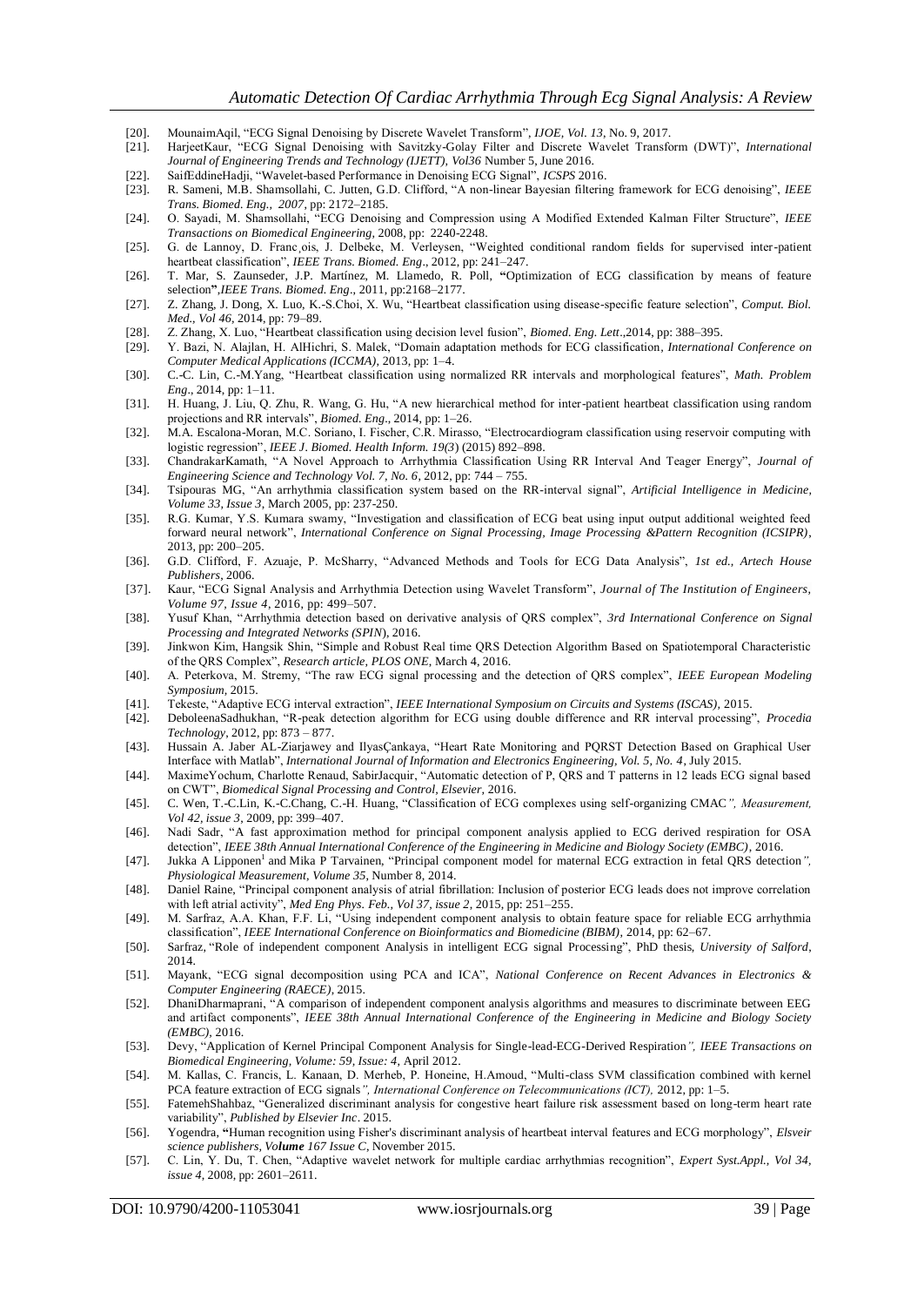- [20]. MounaimAqil, "ECG Signal Denoising by Discrete Wavelet Transform", *IJOE, Vol. 13*, No. 9, 2017.
- [21]. HarjeetKaur, "ECG Signal Denoising with Savitzky-Golay Filter and Discrete Wavelet Transform (DWT)", *International Journal of Engineering Trends and Technology (IJETT), Vol36* Number 5, June 2016.
- [22]. SaifEddineHadji, "Wavelet-based Performance in Denoising ECG Signal", *ICSPS* 2016.
- [23]. R. Sameni, M.B. Shamsollahi, C. Jutten, G.D. Clifford, "A non-linear Bayesian filtering framework for ECG denoising", *IEEE Trans. Biomed. Eng., 2007*, pp: 2172–2185.
- [24]. O. Sayadi, M. Shamsollahi, "ECG Denoising and Compression using A Modified Extended Kalman Filter Structure", *IEEE Transactions on Biomedical Engineering*, 2008, pp: 2240-2248.
- [25]. G. de Lannoy, D. Franc¸ois, J. Delbeke, M. Verleysen, "Weighted conditional random fields for supervised inter-patient heartbeat classification", *IEEE Trans. Biomed. Eng*., 2012, pp: 241–247.
- [26]. T. Mar, S. Zaunseder, J.P. Martínez, M. Llamedo, R. Poll, **"**Optimization of ECG classification by means of feature selection**"**,*IEEE Trans. Biomed. Eng*., 2011, pp:2168–2177.
- [27]. Z. Zhang, J. Dong, X. Luo, K.-S.Choi, X. Wu, "Heartbeat classification using disease-specific feature selection", *Comput. Biol. Med., Vol 46*, 2014, pp: 79–89.
- [28]. Z. Zhang, X. Luo, "Heartbeat classification using decision level fusion", *Biomed. Eng. Lett*.,2014, pp: 388–395.
- [29]. Y. Bazi, N. Alajlan, H. AlHichri, S. Malek, "Domain adaptation methods for ECG classification, *International Conference on Computer Medical Applications (ICCMA)*, 2013, pp: 1–4.
- [30]. C.-C. Lin, C.-M.Yang, "Heartbeat classification using normalized RR intervals and morphological features", *Math. Problem Eng*., 2014, pp: 1–11.
- [31]. H. Huang, J. Liu, Q. Zhu, R. Wang, G. Hu, "A new hierarchical method for inter-patient heartbeat classification using random projections and RR intervals", *Biomed. Eng*., 2014, pp: 1–26.
- [32]. M.A. Escalona-Moran, M.C. Soriano, I. Fischer, C.R. Mirasso, "Electrocardiogram classification using reservoir computing with logistic regression", *IEEE J. Biomed. Health Inform. 19(3*) (2015) 892–898.
- [33]. ChandrakarKamath, "A Novel Approach to Arrhythmia Classification Using RR Interval And Teager Energy", *Journal of Engineering Science and Technology Vol. 7, No. 6*, 2012, pp: 744 – 755.
- [34]. Tsipouras MG, "An arrhythmia classification system based on the RR-interval signal", *Artificial Intelligence in Medicine, Volume 33, Issue 3*, March 2005, pp: 237-250.
- [35]. R.G. Kumar, Y.S. Kumara swamy, "Investigation and classification of ECG beat using input output additional weighted feed forward neural network", *International Conference on Signal Processing, Image Processing &Pattern Recognition (ICSIPR)*, 2013, pp: 200–205.
- [36]. G.D. Clifford, F. Azuaje, P. McSharry, "Advanced Methods and Tools for ECG Data Analysis", *1st ed., Artech House Publishers*, 2006.
- [37]. Kaur, "ECG Signal Analysis and Arrhythmia Detection using Wavelet Transform", *Journal of The Institution of Engineers, Volume 97, Issue 4*, 2016, pp: 499–507.
- [38]. Yusuf Khan, "Arrhythmia detection based on derivative analysis of QRS complex", *3rd International Conference on Signal Processing and Integrated Networks (SPIN*), 2016.
- [39]. Jinkwon Kim, Hangsik Shin, "Simple and Robust Real time QRS Detection Algorithm Based on Spatiotemporal Characteristic of the QRS Complex", *Research article, PLOS ONE*, March 4, 2016.
- [40]. A. Peterkova, M. Stremy, "The raw ECG signal processing and the detection of QRS complex", *IEEE European Modeling Symposium*, 2015.
- [41]. Tekeste, "Adaptive ECG interval extraction", *IEEE International Symposium on Circuits and Systems (ISCAS)*, 2015.
- [42]. DeboleenaSadhukhan, "R-peak detection algorithm for ECG using double difference and RR interval processing", *Procedia Technology*, 2012, pp: 873 – 877.
- [43]. Hussain A. Jaber AL-Ziarjawey and IlyasÇankaya, "Heart Rate Monitoring and PQRST Detection Based on Graphical User Interface with Matlab", *International Journal of Information and Electronics Engineering, Vol. 5, No. 4*, July 2015.
- [44]. MaximeYochum, Charlotte Renaud, SabirJacquir, "Automatic detection of P, QRS and T patterns in 12 leads ECG signal based on CWT", *Biomedical Signal Processing and Control, Elsevier*, 2016.
- [45]. C. Wen, T.-C.Lin, K.-C.Chang, C.-H. Huang, "Classification of ECG complexes using self-organizing CMAC*", Measurement, Vol 42, issue 3*, 2009, pp: 399–407.
- [46]. Nadi Sadr, "A fast approximation method for principal component analysis applied to ECG derived respiration for OSA detection", *IEEE 38th Annual International Conference of the Engineering in Medicine and Biology Society (EMBC)*, 2016.
- [47]. Jukka A Lipponen[1] and Mika P Tarvainen, "Principal component model for maternal ECG extraction in fetal QRS detection*", Physiological Measurement, Volume 35*, Number 8, 2014.
- [48]. Daniel Raine, "Principal component analysis of atrial fibrillation: Inclusion of posterior ECG leads does not improve correlation with left atrial activity", *Med Eng Phys. Feb., Vol 37, issue 2*, 2015, pp: 251–255.
- [49]. M. Sarfraz, A.A. Khan, F.F. Li, "Using independent component analysis to obtain feature space for reliable ECG arrhythmia classification", *IEEE International Conference on Bioinformatics and Biomedicine (BIBM)*, 2014, pp: 62–67.
- [50]. Sarfraz, "Role of independent component Analysis in intelligent ECG signal Processing", PhD thesis, *University of Salford*, 2014.
- [51]. Mayank, "ECG signal decomposition using PCA and ICA", *National Conference on Recent Advances in Electronics & Computer Engineering (RAECE)*, 2015.
- [52]. DhaniDharmaprani, "A comparison of independent component analysis algorithms and measures to discriminate between EEG and artifact components", *IEEE 38th Annual International Conference of the Engineering in Medicine and Biology Society (EMBC)*, 2016.
- [53]. Devy, "Application of Kernel Principal Component Analysis for Single-lead-ECG-Derived Respiration*", IEEE Transactions on Biomedical Engineering, Volume: 59, Issue: 4*, April 2012.
- [54]. M. Kallas, C. Francis, L. Kanaan, D. Merheb, P. Honeine, H.Amoud, "Multi-class SVM classification combined with kernel PCA feature extraction of ECG signals*", International Conference on Telecommunications (ICT),* 2012, pp: 1–5.
- [55]. FatemehShahbaz, "Generalized discriminant analysis for congestive heart failure risk assessment based on long-term heart rate variability", *Published by Elsevier Inc*. 2015.
- [56]. Yogendra, **"**Human recognition using Fisher's discriminant analysis of heartbeat interval features and ECG morphology", *Elsveir science publishers, Vo**lume** 167 Issue C*, November 2015.
- [57]. C. Lin, Y. Du, T. Chen, "Adaptive wavelet network for multiple cardiac arrhythmias recognition", *Expert Syst.Appl., Vol 34, issue 4*, 2008, pp: 2601–2611.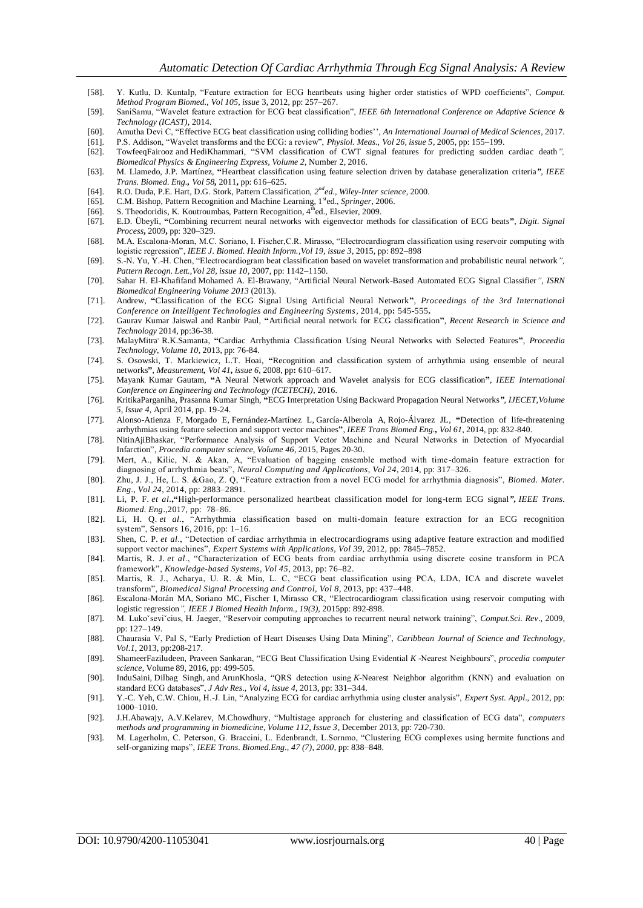[58]. Y. Kutlu, D. Kuntalp, "Feature extraction for ECG heartbeats using higher order statistics of WPD coefficients", *Comput. Method Program Biomed., Vol 105, issue* 3, 2012, pp: 257–267.

[59]. SaniSamu, "Wavelet feature extraction for ECG beat classification", *IEEE 6th International Conference on Adaptive Science & Technology (ICAST)*, 2014.

[60]. Amutha Devi C, "Effective ECG beat classification using colliding bodies'', *An International Journal of Medical Sciences*, 2017.

[61]. P.S. Addison, "Wavelet transforms and the ECG: a review", *Physiol. Meas., Vol 26, issue 5*, 2005, pp: 155–199.

[62]. TowfeeqFairooz and HediKhammari, "SVM classification of CWT signal features for predicting sudden cardiac death*", Biomedical Physics & Engineering Express, Volume 2*, Number 2, 2016.

[63]. M. Llamedo, J.P. Martínez, **"**Heartbeat classification using feature selection driven by database generalization criteria*", IEEE Trans. Biomed. Eng.***,** *Vol 58***,** 2011**,** pp: 616–625.

[64]. R.O. Duda, P.E. Hart, D.G. Stork, Pattern Classification, *2nd ed., Wiley-Inter science*, 2000.

[65]. C.M. Bishop, Pattern Recognition and Machine Learning, 1st ed., *Springer*, 2006.

[66]. S. Theodoridis, K. Koutroumbas, Pattern Recognition, 4th ed., Elsevier, 2009.

[67]. E.D. Übeyli, **"**Combining recurrent neural networks with eigenvector methods for classification of ECG beats**"**, *Digit. Signal Process***,** 2009**,** pp: 320–329.

[68]. M.A. Escalona-Moran, M.C. Soriano, I. Fischer,C.R. Mirasso, "Electrocardiogram classification using reservoir computing with logistic regression", *IEEE J. Biomed. Health Inform.,Vol 19, issue 3*, 2015, pp: 892–898

[69]. S.-N. Yu, Y.-H. Chen, "Electrocardiogram beat classification based on wavelet transformation and probabilistic neural network*", Pattern Recogn. Lett.,Vol 28, issue 10*, 2007, pp: 1142–1150.

[70]. Sahar H. El-Khafifand Mohamed A. El-Brawany, "Artificial Neural Network-Based Automated ECG Signal Classifier*", ISRN Biomedical Engineering Volume 2013* (2013).

[71]. Andrew, **"**Classification of the ECG Signal Using Artificial Neural Network**"**, *Proceedings of the 3rd International Conference on Intelligent Technologies and Engineering Systems*, 2014, pp**:** 545-555**.**

[72]. Gaurav Kumar Jaiswal and Ranbir Paul, **"**Artificial neural network for ECG classification**"**, *Recent Research in Science and Technology* 2014, pp:36-38.

[73]. MalayMitra, R.K.Samanta, **"**Cardiac Arrhythmia Classification Using Neural Networks with Selected Features**"**, *Proceedia Technology, Volume 10*, 2013, pp: 76-84.

[74]. S. Osowski, T. Markiewicz, L.T. Hoai, **"**Recognition and classification system of arrhythmia using ensemble of neural networks**"**, *Measurement***,** *Vol 41***,** *issue 6*, 2008, pp**:** 610–617.

[75]. Mayank Kumar Gautam, **"**A Neural Network approach and Wavelet analysis for ECG classification**"**, *IEEE International Conference on Engineering and Technology (ICETECH)*, 2016.

[76]. KritikaParganiha, Prasanna Kumar Singh, **"**ECG Interpretation Using Backward Propagation Neural Networks*", IJECET,Volume 5, Issue 4*, April 2014, pp. 19-24.

[77]. Alonso-Atienza F, Morgado E, Fernández-Martínez L, García-Alberola A, Rojo-Álvarez JL, **"**Detection of life-threatening arrhythmias using feature selection and support vector machines**"**, *IEEE Trans Biomed Eng***.,** *Vol 61*, 2014, pp: 832-840.

[78]. NitinAjiBhaskar, "Performance Analysis of Support Vector Machine and Neural Networks in Detection of Myocardial Infarction", *Procedia computer science, Volume 46*, 2015, Pages 20-30.

[79]. Mert, A., Kilic, N. & Akan, A, "Evaluation of bagging ensemble method with time-domain feature extraction for diagnosing of arrhythmia beats", *Neural Computing and Applications, Vol 24*, 2014, pp: 317–326.

[80]. Zhu, J. J., He, L. S. &Gao, Z. Q, "Feature extraction from a novel ECG model for arrhythmia diagnosis", *Biomed. Mater. Eng., Vol 24*, 2014, pp: 2883–2891.

[81]. Li, P. F. *et al*.,**"**High-performance personalized heartbeat classification model for long-term ECG signal*", IEEE Trans. Biomed. Eng*.,2017, pp: 78–86.

[82]. Li, H. Q. *et al.*, "Arrhythmia classification based on multi-domain feature extraction for an ECG recognition system", Sensors 16, 2016, pp: 1–16.

[83]. Shen, C. P. *et al*., "Detection of cardiac arrhythmia in electrocardiograms using adaptive feature extraction and modified support vector machines", *Expert Systems with Applications, Vol 39*, 2012, pp: 7845–7852.

[84]. Martis, R. J. *et al*., "Characterization of ECG beats from cardiac arrhythmia using discrete cosine transform in PCA framework", *Knowledge-based Systems, Vol 45*, 2013, pp: 76–82.

[85]. Martis, R. J., Acharya, U. R. & Min, L. C, "ECG beat classification using PCA, LDA, ICA and discrete wavelet transform", *Biomedical Signal Processing and Control, Vol 8*, 2013, pp: 437–448.

[86]. Escalona-Morán MA, Soriano MC, Fischer I, Mirasso CR, "Electrocardiogram classification using reservoir computing with logistic regression*", IEEE J Biomed Health Inform., 19(3),* 2015pp: 892-898.

[87]. M. Lukoˇseviˇcius, H. Jaeger, "Reservoir computing approaches to recurrent neural network training", *Comput.Sci. Rev*., 2009, pp: 127–149.

[88]. Chaurasia V, Pal S, "Early Prediction of Heart Diseases Using Data Mining", *Caribbean Journal of Science and Technology, Vol.1*, 2013, pp:208-217.

[89]. ShameerFaziludeen, Praveen Sankaran, "ECG Beat Classification Using Evidential *K* -Nearest Neighbours", *procedia computer science*, Volume 89, 2016, pp: 499-505.

[90]. InduSaini, Dilbag Singh, and ArunKhosla, "QRS detection using *K*-Nearest Neighbor algorithm (KNN) and evaluation on standard ECG databases", *J Adv Res., Vol 4, issue 4*, 2013, pp: 331–344.

[91]. Y.-C. Yeh, C.W. Chiou, H.-J. Lin, "Analyzing ECG for cardiac arrhythmia using cluster analysis", *Expert Syst. Appl*., 2012, pp: 1000–1010.

[92]. J.H.Abawajy, A.V.Kelarev, M.Chowdhury, "Multistage approach for clustering and classification of ECG data", *computers methods and programming in biomedicine, Volume 112, Issue 3*, December 2013, pp: 720-730.

[93]. M. Lagerholm, C. Peterson, G. Braccini, L. Edenbrandt, L.Sornmo, "Clustering ECG complexes using hermite functions and self-organizing maps", *IEEE Trans. Biomed.Eng., 47 (7), 2000*, pp: 838–848.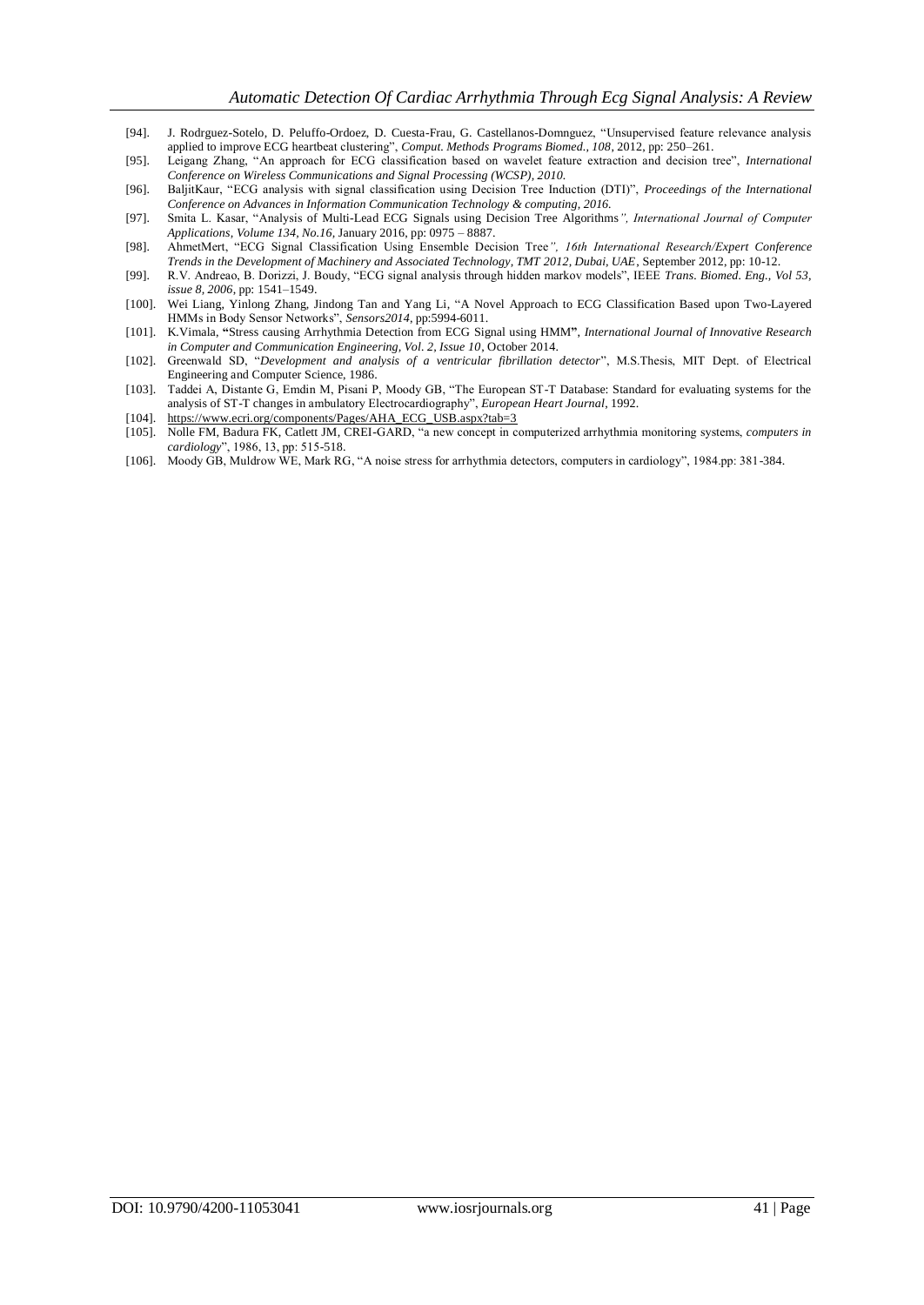[94]. J. Rodrguez-Sotelo, D. Peluffo-Ordoez, D. Cuesta-Frau, G. Castellanos-Domnguez, "Unsupervised feature relevance analysis applied to improve ECG heartbeat clustering", *Comput. Methods Programs Biomed., 108*, 2012, pp: 250–261.

[95]. Leigang Zhang, "An approach for ECG classification based on wavelet feature extraction and decision tree", *International Conference on Wireless Communications and Signal Processing (WCSP), 2010.*

[96]. BaljitKaur, "ECG analysis with signal classification using Decision Tree Induction (DTI)", *Proceedings of the International Conference on Advances in Information Communication Technology & computing, 2016.*

[97]. Smita L. Kasar, "Analysis of Multi-Lead ECG Signals using Decision Tree Algorithms*", International Journal of Computer Applications, Volume 134, No.16,* January 2016, pp: 0975 – 8887.

[98]. AhmetMert, "ECG Signal Classification Using Ensemble Decision Tree*", 16th International Research/Expert Conference Trends in the Development of Machinery and Associated Technology, TMT 2012, Dubai, UAE*, September 2012, pp: 10-12.

[99]. R.V. Andreao, B. Dorizzi, J. Boudy, "ECG signal analysis through hidden markov models", IEEE *Trans. Biomed. Eng., Vol 53, issue 8, 2006*, pp: 1541–1549.

[100]. Wei Liang, Yinlong Zhang, Jindong Tan and Yang Li, "A Novel Approach to ECG Classification Based upon Two-Layered HMMs in Body Sensor Networks", *Sensors2014*, pp:5994-6011.

[101]. K.Vimala, **"**Stress causing Arrhythmia Detection from ECG Signal using HMM**"**, *International Journal of Innovative Research in Computer and Communication Engineering, Vol. 2, Issue 10*, October 2014.

[102]. Greenwald SD, "*Development and analysis of a ventricular fibrillation detector*", M.S.Thesis, MIT Dept. of Electrical Engineering and Computer Science, 1986.

[103]. Taddei A, Distante G, Emdin M, Pisani P, Moody GB, "The European ST-T Database: Standard for evaluating systems for the analysis of ST-T changes in ambulatory Electrocardiography", *European Heart Journal*, 1992.

[104]. https://www.ecri.org/components/Pages/AHA_ECG_USB.aspx?tab=3

[105]. Nolle FM, Badura FK, Catlett JM, CREI-GARD, "a new concept in computerized arrhythmia monitoring systems, *computers in cardiology*", 1986, 13, pp: 515-518.

[106]. Moody GB, Muldrow WE, Mark RG, "A noise stress for arrhythmia detectors, computers in cardiology", 1984.pp: 381-384.